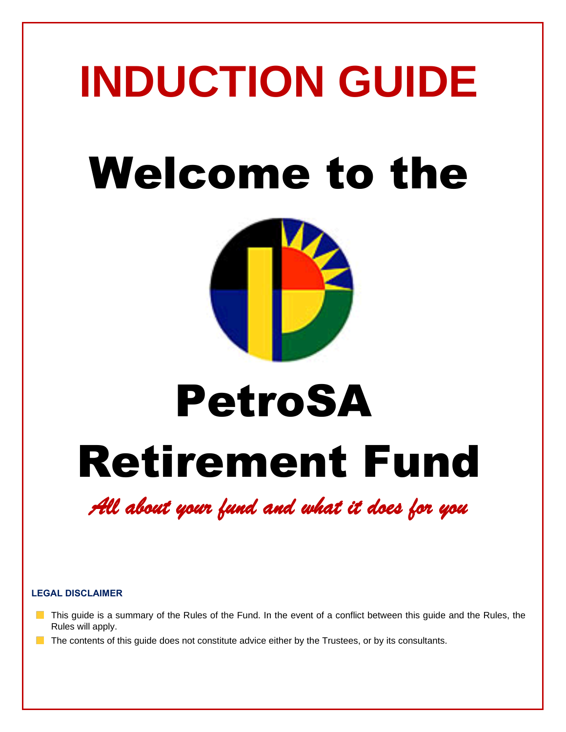# INDUCTION GUIDE

# Welcome to the

# PetroSA Retirement Fund

*All about your fund and what it does for you*

**LEGAL DISCLAIMER**

- This guide is a summary of the Rules of the Fund. In the event of a conflict between this guide and the Rules, the Rules will apply.
- The contents of this guide does not constitute advice either by the Trustees, or by its consultants.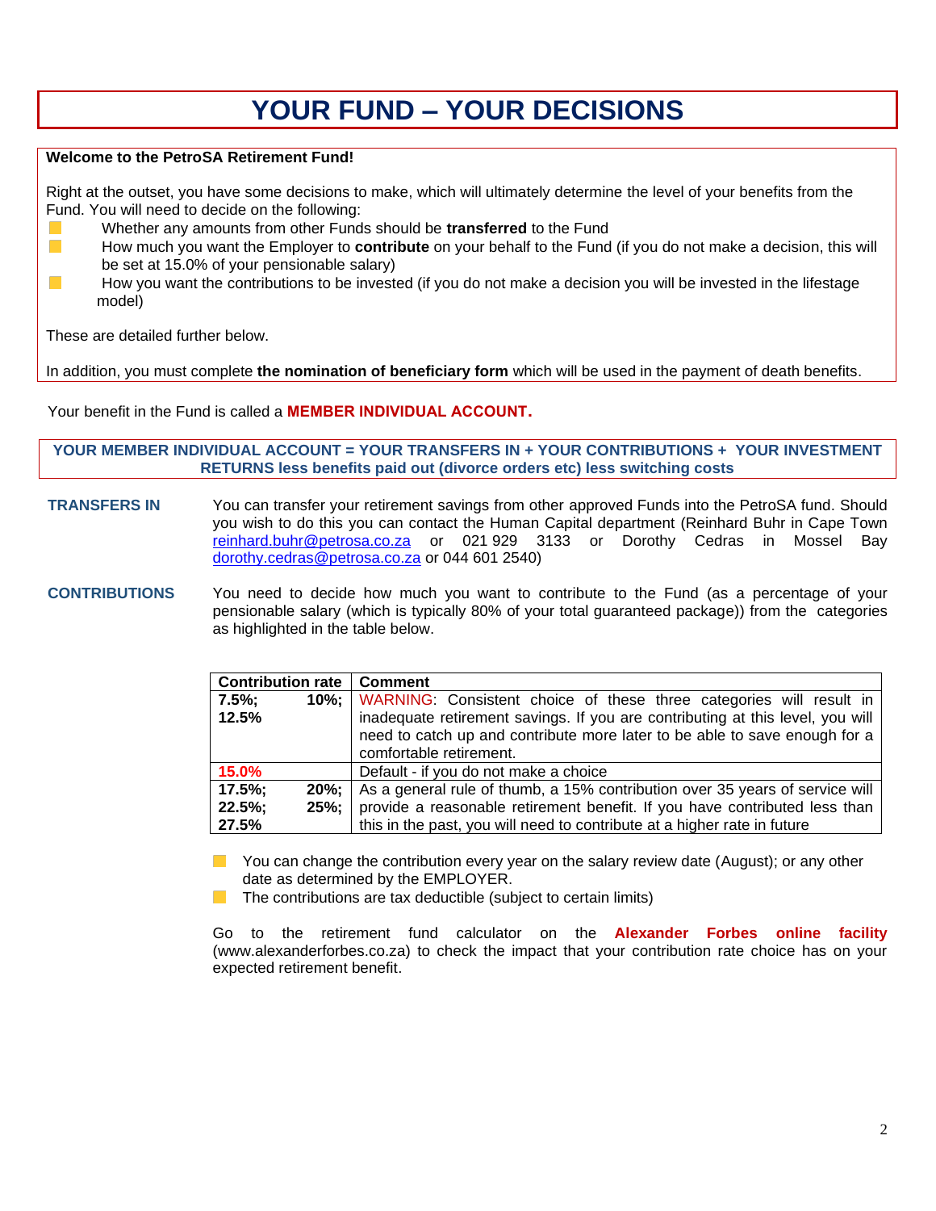# YOUR FUND – YOUR DECISIONS

**Welcome to the PetroSA Retirement Fund!**

Right at the outset, you have some decisions to make, which will ultimately determine the level of your benefits from the Fund. You will need to decide on the following:

- Whether any amounts from other Funds should be **transferred** to the Fund
- How much you want the Employer to **contribute** on your behalf to the Fund (if you do not make a decision, this will be set at 15.0% of your pensionable salary)
- How you want the contributions to be invested (if you do not make a decision you will be invested in the lifestage model)

These are detailed further below.

In addition, you must complete **the nomination of beneficiary form** which will be used in the payment of death benefits.

Your benefit in the Fund is called a **MEMBER INDIVIDUAL ACCOUNT.**

**YOUR MEMBER INDIVIDUAL ACCOUNT = YOUR TRANSFERS IN + YOUR CONTRIBUTIONS + YOUR INVESTMENT RETURNS less benefits paid out (divorce orders etc) less switching costs**

**TRANSFERS IN**

You can transfer your retirement savings from other approved Funds into the PetroSA fund. Should you wish to do this you can contact the Human Capital department (Reinhard Buhr in Cape Town reinhard.buhr@petrosa.co.za or 021 929 3133 or Dorothy Cedras in Mossel Bay dorothy.cedras@petrosa.co.za or 044 601 2540)

**CONTRIBUTIONS**

You need to decide how much you want to contribute to the Fund (as a percentage of your pensionable salary (which is typically 80% of your total guaranteed package)) from the categories as highlighted in the table below.

| Contribution rate | Comment |
|---|---|
| **7.5%; 10%; 12.5%** | WARNING: Consistent choice of these three categories will result in inadequate retirement savings. If you are contributing at this level, you will need to catch up and contribute more later to be able to save enough for a comfortable retirement. |
| **15.0%** | Default - if you do not make a choice |
| **17.5%; 20%; 22.5%; 25%; 27.5%** | As a general rule of thumb, a 15% contribution over 35 years of service will provide a reasonable retirement benefit. If you have contributed less than this in the past, you will need to contribute at a higher rate in future |

- You can change the contribution every year on the salary review date (August); or any other date as determined by the EMPLOYER.
- The contributions are tax deductible (subject to certain limits)

Go to the retirement fund calculator on the **Alexander Forbes online facility** (www.alexanderforbes.co.za) to check the impact that your contribution rate choice has on your expected retirement benefit.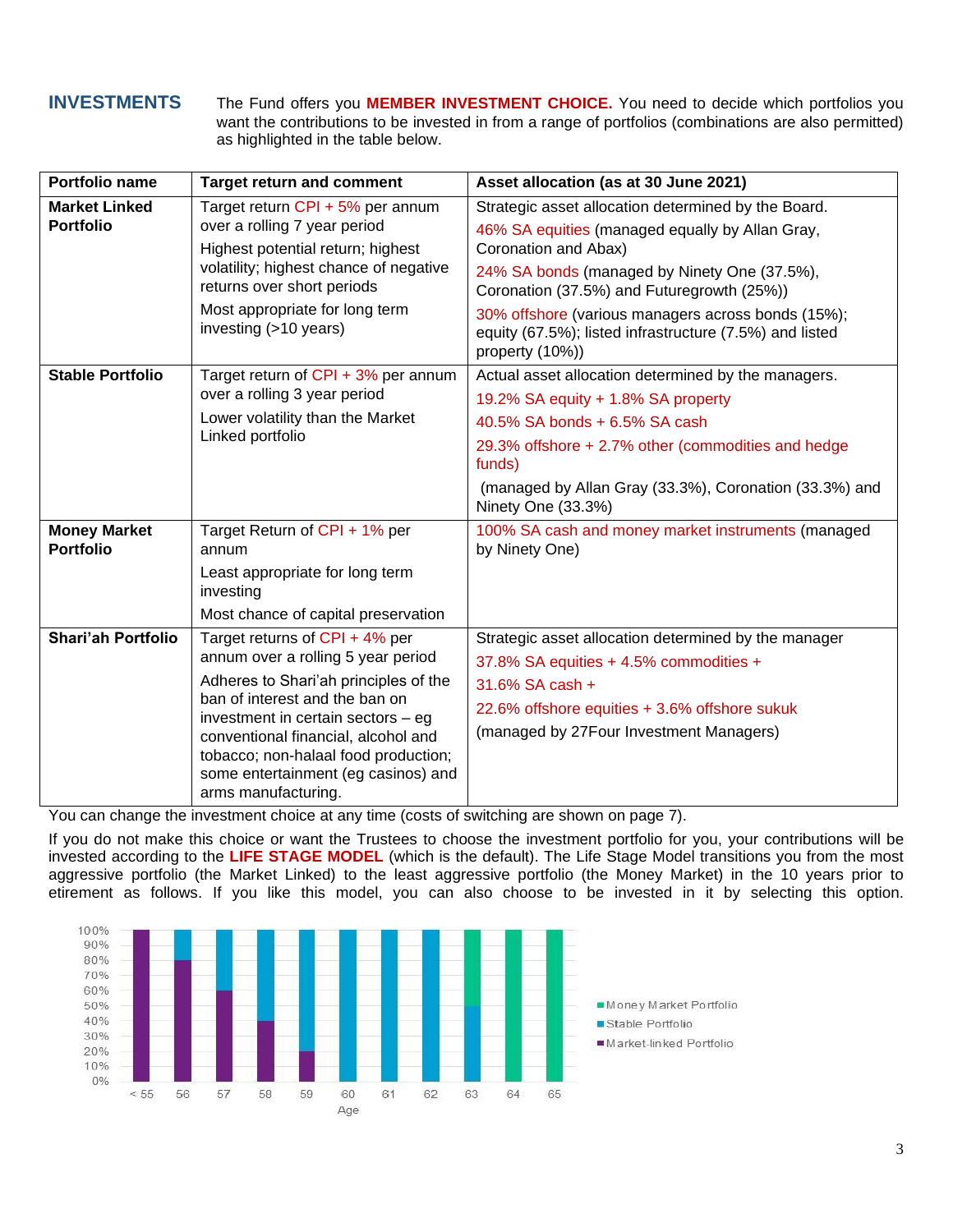## INVESTMENTS

The Fund offers you **MEMBER INVESTMENT CHOICE.** You need to decide which portfolios you want the contributions to be invested in from a range of portfolios (combinations are also permitted) as highlighted in the table below.

| Portfolio name | Target return and comment | Asset allocation (as at 30 June 2021) |
|---|---|---|
| **Market Linked Portfolio** | Target return CPI + 5% per annum over a rolling 7 year period<br>Highest potential return; highest volatility; highest chance of negative returns over short periods<br>Most appropriate for long term investing (>10 years) | Strategic asset allocation determined by the Board.<br>46% SA equities (managed equally by Allan Gray, Coronation and Abax)<br>24% SA bonds (managed by Ninety One (37.5%), Coronation (37.5%) and Futuregrowth (25%))<br>30% offshore (various managers across bonds (15%); equity (67.5%); listed infrastructure (7.5%) and listed property (10%)) |
| **Stable Portfolio** | Target return of CPI + 3% per annum over a rolling 3 year period<br>Lower volatility than the Market Linked portfolio | Actual asset allocation determined by the managers.<br>19.2% SA equity + 1.8% SA property<br>40.5% SA bonds + 6.5% SA cash<br>29.3% offshore + 2.7% other (commodities and hedge funds)<br>(managed by Allan Gray (33.3%), Coronation (33.3%) and Ninety One (33.3%) |
| **Money Market Portfolio** | Target Return of CPI + 1% per annum<br>Least appropriate for long term investing<br>Most chance of capital preservation | 100% SA cash and money market instruments (managed by Ninety One) |
| **Shari'ah Portfolio** | Target returns of CPI + 4% per annum over a rolling 5 year period<br>Adheres to Shari'ah principles of the ban of interest and the ban on investment in certain sectors – eg conventional financial, alcohol and tobacco; non-halaal food production; some entertainment (eg casinos) and arms manufacturing. | Strategic asset allocation determined by the manager<br>37.8% SA equities + 4.5% commodities +<br>31.6% SA cash +<br>22.6% offshore equities + 3.6% offshore sukuk<br>(managed by 27Four Investment Managers) |

You can change the investment choice at any time (costs of switching are shown on page 7).

If you do not make this choice or want the Trustees to choose the investment portfolio for you, your contributions will be invested according to the **LIFE STAGE MODEL** (which is the default). The Life Stage Model transitions you from the most aggressive portfolio (the Market Linked) to the least aggressive portfolio (the Money Market) in the 10 years prior to etirement as follows. If you like this model, you can also choose to be invested in it by selecting this option.

| Age | Market-linked Portfolio | Stable Portfolio | Money Market Portfolio |
|---|---|---|---|
| < 55 | 100% | | |
| 56 | 80% | 20% | |
| 57 | 60% | 40% | |
| 58 | 40% | 60% | |
| 59 | 20% | 80% | |
| 60 | | 100% | |
| 61 | | 100% | |
| 62 | | 100% | |
| 63 | | 50% | 50% |
| 64 | | | 100% |
| 65 | | | 100% |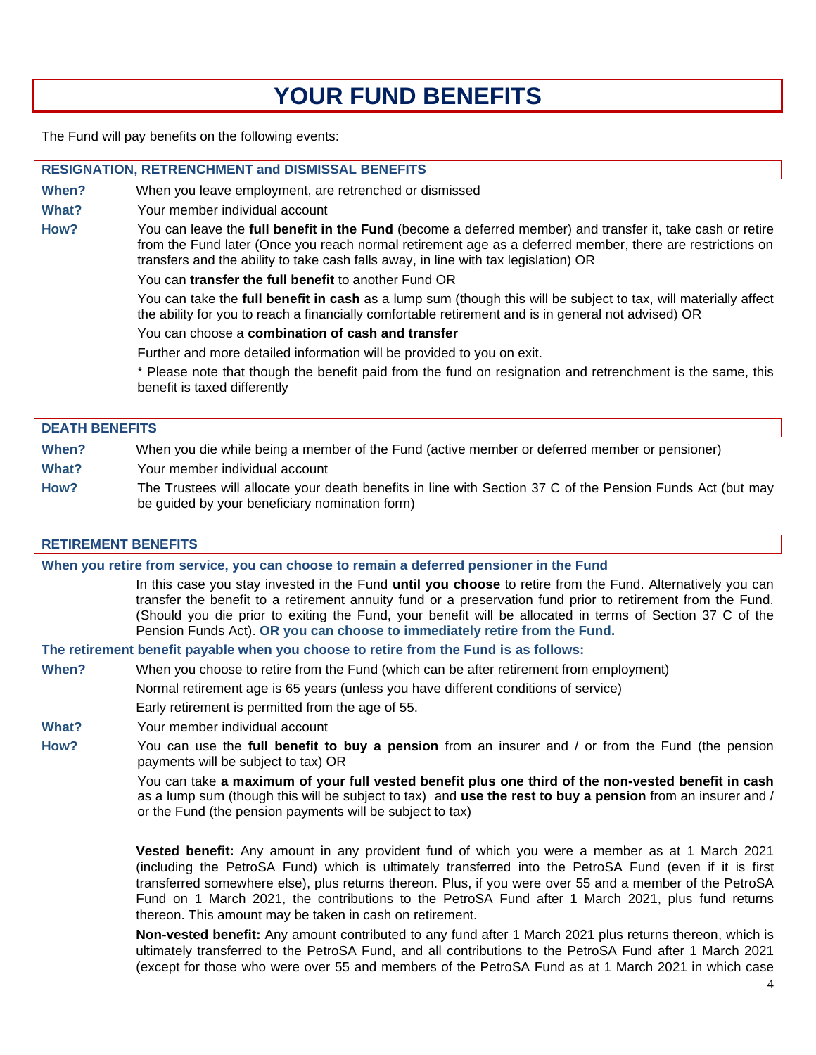# YOUR FUND BENEFITS

The Fund will pay benefits on the following events:

## RESIGNATION, RETRENCHMENT and DISMISSAL BENEFITS

**When?** When you leave employment, are retrenched or dismissed

**What?** Your member individual account

**How?** You can leave the **full benefit in the Fund** (become a deferred member) and transfer it, take cash or retire from the Fund later (Once you reach normal retirement age as a deferred member, there are restrictions on transfers and the ability to take cash falls away, in line with tax legislation) OR

You can **transfer the full benefit** to another Fund OR

You can take the **full benefit in cash** as a lump sum (though this will be subject to tax, will materially affect the ability for you to reach a financially comfortable retirement and is in general not advised) OR

You can choose a **combination of cash and transfer**

Further and more detailed information will be provided to you on exit.

* Please note that though the benefit paid from the fund on resignation and retrenchment is the same, this benefit is taxed differently

## DEATH BENEFITS

**When?** When you die while being a member of the Fund (active member or deferred member or pensioner)

**What?** Your member individual account

**How?** The Trustees will allocate your death benefits in line with Section 37 C of the Pension Funds Act (but may be guided by your beneficiary nomination form)

## RETIREMENT BENEFITS

**When you retire from service, you can choose to remain a deferred pensioner in the Fund**

In this case you stay invested in the Fund **until you choose** to retire from the Fund. Alternatively you can transfer the benefit to a retirement annuity fund or a preservation fund prior to retirement from the Fund. (Should you die prior to exiting the Fund, your benefit will be allocated in terms of Section 37 C of the Pension Funds Act). **OR you can choose to immediately retire from the Fund.**

**The retirement benefit payable when you choose to retire from the Fund is as follows:**

**When?** When you choose to retire from the Fund (which can be after retirement from employment)

Normal retirement age is 65 years (unless you have different conditions of service)

Early retirement is permitted from the age of 55.

**What?** Your member individual account

**How?** You can use the **full benefit to buy a pension** from an insurer and / or from the Fund (the pension payments will be subject to tax) OR

You can take **a maximum of your full vested benefit plus one third of the non-vested benefit in cash** as a lump sum (though this will be subject to tax) and **use the rest to buy a pension** from an insurer and / or the Fund (the pension payments will be subject to tax)

**Vested benefit:** Any amount in any provident fund of which you were a member as at 1 March 2021 (including the PetroSA Fund) which is ultimately transferred into the PetroSA Fund (even if it is first transferred somewhere else), plus returns thereon. Plus, if you were over 55 and a member of the PetroSA Fund on 1 March 2021, the contributions to the PetroSA Fund after 1 March 2021, plus fund returns thereon. This amount may be taken in cash on retirement.

**Non-vested benefit:** Any amount contributed to any fund after 1 March 2021 plus returns thereon, which is ultimately transferred to the PetroSA Fund, and all contributions to the PetroSA Fund after 1 March 2021 (except for those who were over 55 and members of the PetroSA Fund as at 1 March 2021 in which case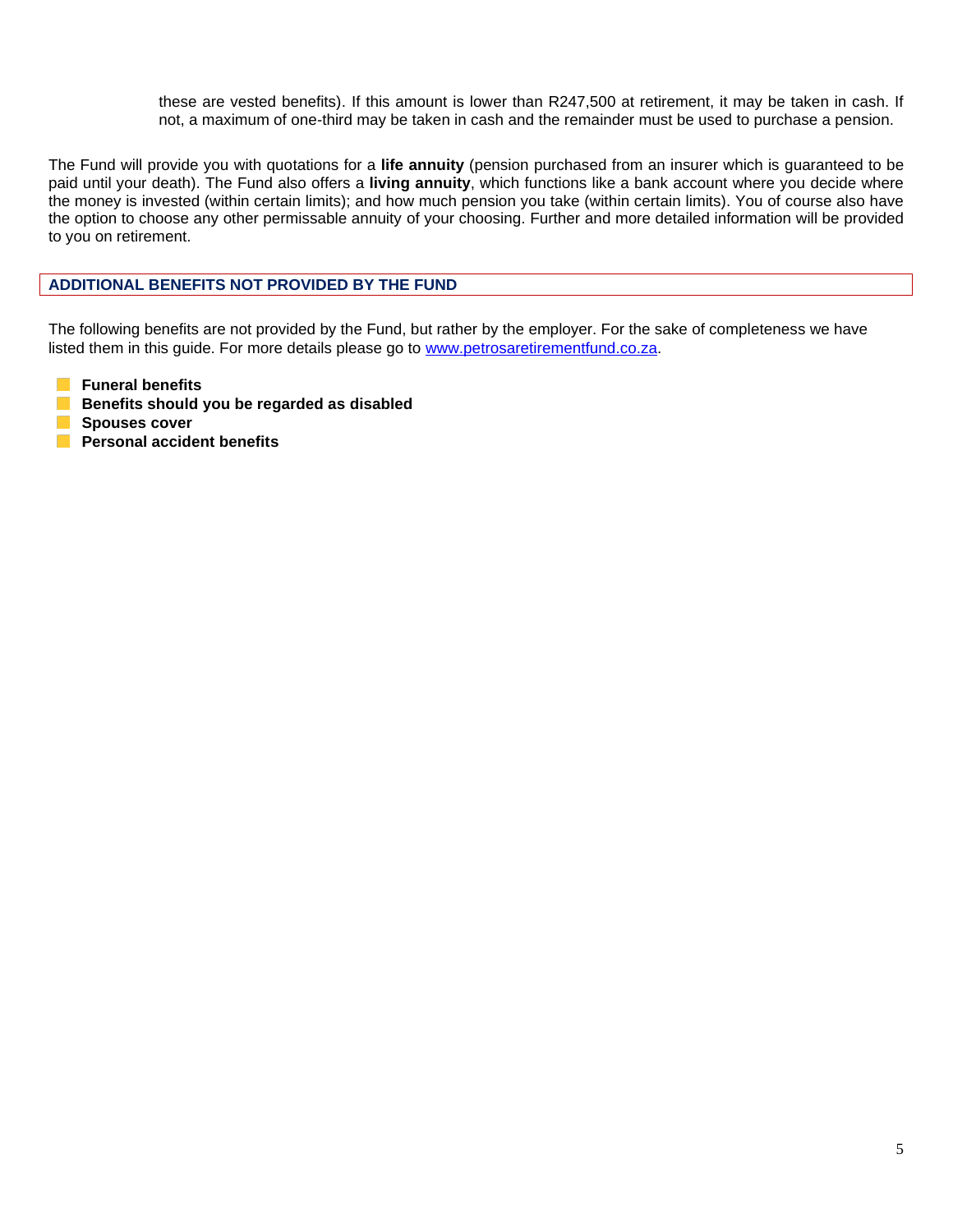these are vested benefits). If this amount is lower than R247,500 at retirement, it may be taken in cash. If not, a maximum of one-third may be taken in cash and the remainder must be used to purchase a pension.

The Fund will provide you with quotations for a **life annuity** (pension purchased from an insurer which is guaranteed to be paid until your death). The Fund also offers a **living annuity**, which functions like a bank account where you decide where the money is invested (within certain limits); and how much pension you take (within certain limits). You of course also have the option to choose any other permissable annuity of your choosing. Further and more detailed information will be provided to you on retirement.

## ADDITIONAL BENEFITS NOT PROVIDED BY THE FUND

The following benefits are not provided by the Fund, but rather by the employer. For the sake of completeness we have listed them in this guide. For more details please go to [www.petrosaretirementfund.co.za](http://www.petrosaretirementfund.co.za).

- **Funeral benefits**
- **Benefits should you be regarded as disabled**
- **Spouses cover**
- **Personal accident benefits**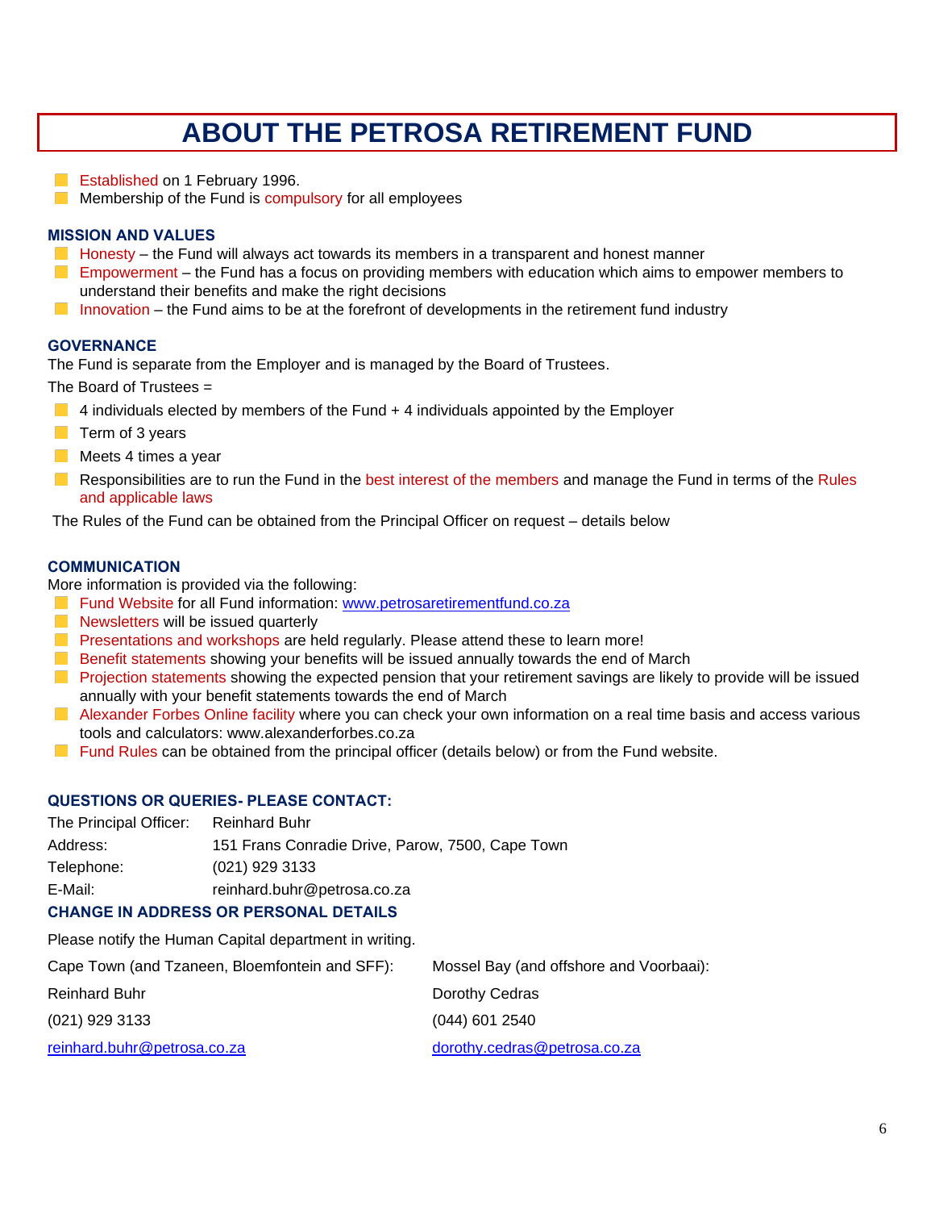# ABOUT THE PETROSA RETIREMENT FUND

- Established on 1 February 1996.
- Membership of the Fund is compulsory for all employees

## MISSION AND VALUES

- Honesty – the Fund will always act towards its members in a transparent and honest manner
- Empowerment – the Fund has a focus on providing members with education which aims to empower members to understand their benefits and make the right decisions
- Innovation – the Fund aims to be at the forefront of developments in the retirement fund industry

## GOVERNANCE

The Fund is separate from the Employer and is managed by the Board of Trustees.

The Board of Trustees =

- 4 individuals elected by members of the Fund + 4 individuals appointed by the Employer
- Term of 3 years
- Meets 4 times a year
- Responsibilities are to run the Fund in the best interest of the members and manage the Fund in terms of the Rules and applicable laws

The Rules of the Fund can be obtained from the Principal Officer on request – details below

## COMMUNICATION

More information is provided via the following:

- Fund Website for all Fund information: www.petrosaretirementfund.co.za
- Newsletters will be issued quarterly
- Presentations and workshops are held regularly. Please attend these to learn more!
- Benefit statements showing your benefits will be issued annually towards the end of March
- Projection statements showing the expected pension that your retirement savings are likely to provide will be issued annually with your benefit statements towards the end of March
- Alexander Forbes Online facility where you can check your own information on a real time basis and access various tools and calculators: www.alexanderforbes.co.za
- Fund Rules can be obtained from the principal officer (details below) or from the Fund website.

## QUESTIONS OR QUERIES- PLEASE CONTACT:

| | |
|---|---|
| The Principal Officer: | Reinhard Buhr |
| Address: | 151 Frans Conradie Drive, Parow, 7500, Cape Town |
| Telephone: | (021) 929 3133 |
| E-Mail: | reinhard.buhr@petrosa.co.za |

## CHANGE IN ADDRESS OR PERSONAL DETAILS

Please notify the Human Capital department in writing.

| Cape Town (and Tzaneen, Bloemfontein and SFF): | Mossel Bay (and offshore and Voorbaai): |
|---|---|
| Reinhard Buhr | Dorothy Cedras |
| (021) 929 3133 | (044) 601 2540 |
| reinhard.buhr@petrosa.co.za | dorothy.cedras@petrosa.co.za |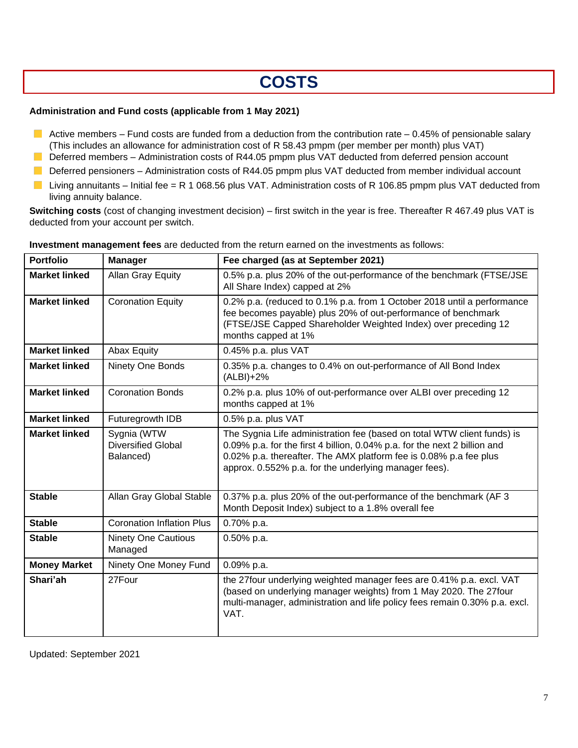# COSTS

**Administration and Fund costs (applicable from 1 May 2021)**

- Active members – Fund costs are funded from a deduction from the contribution rate – 0.45% of pensionable salary (This includes an allowance for administration cost of R 58.43 pmpm (per member per month) plus VAT)
- Deferred members – Administration costs of R44.05 pmpm plus VAT deducted from deferred pension account
- Deferred pensioners – Administration costs of R44.05 pmpm plus VAT deducted from member individual account
- Living annuitants – Initial fee = R 1 068.56 plus VAT. Administration costs of R 106.85 pmpm plus VAT deducted from living annuity balance.

**Switching costs** (cost of changing investment decision) – first switch in the year is free. Thereafter R 467.49 plus VAT is deducted from your account per switch.

**Investment management fees** are deducted from the return earned on the investments as follows:

| Portfolio | Manager | Fee charged (as at September 2021) |
|---|---|---|
| **Market linked** | Allan Gray Equity | 0.5% p.a. plus 20% of the out-performance of the benchmark (FTSE/JSE All Share Index) capped at 2% |
| **Market linked** | Coronation Equity | 0.2% p.a. (reduced to 0.1% p.a. from 1 October 2018 until a performance fee becomes payable) plus 20% of out-performance of benchmark (FTSE/JSE Capped Shareholder Weighted Index) over preceding 12 months capped at 1% |
| **Market linked** | Abax Equity | 0.45% p.a. plus VAT |
| **Market linked** | Ninety One Bonds | 0.35% p.a. changes to 0.4% on out-performance of All Bond Index (ALBI)+2% |
| **Market linked** | Coronation Bonds | 0.2% p.a. plus 10% of out-performance over ALBI over preceding 12 months capped at 1% |
| **Market linked** | Futuregrowth IDB | 0.5% p.a. plus VAT |
| **Market linked** | Sygnia (WTW Diversified Global Balanced) | The Sygnia Life administration fee (based on total WTW client funds) is 0.09% p.a. for the first 4 billion, 0.04% p.a. for the next 2 billion and 0.02% p.a. thereafter. The AMX platform fee is 0.08% p.a fee plus approx. 0.552% p.a. for the underlying manager fees). |
| **Stable** | Allan Gray Global Stable | 0.37% p.a. plus 20% of the out-performance of the benchmark (AF 3 Month Deposit Index) subject to a 1.8% overall fee |
| **Stable** | Coronation Inflation Plus | 0.70% p.a. |
| **Stable** | Ninety One Cautious Managed | 0.50% p.a. |
| **Money Market** | Ninety One Money Fund | 0.09% p.a. |
| **Shari'ah** | 27Four | the 27four underlying weighted manager fees are 0.41% p.a. excl. VAT (based on underlying manager weights) from 1 May 2020. The 27four multi-manager, administration and life policy fees remain 0.30% p.a. excl. VAT. |

Updated: September 2021